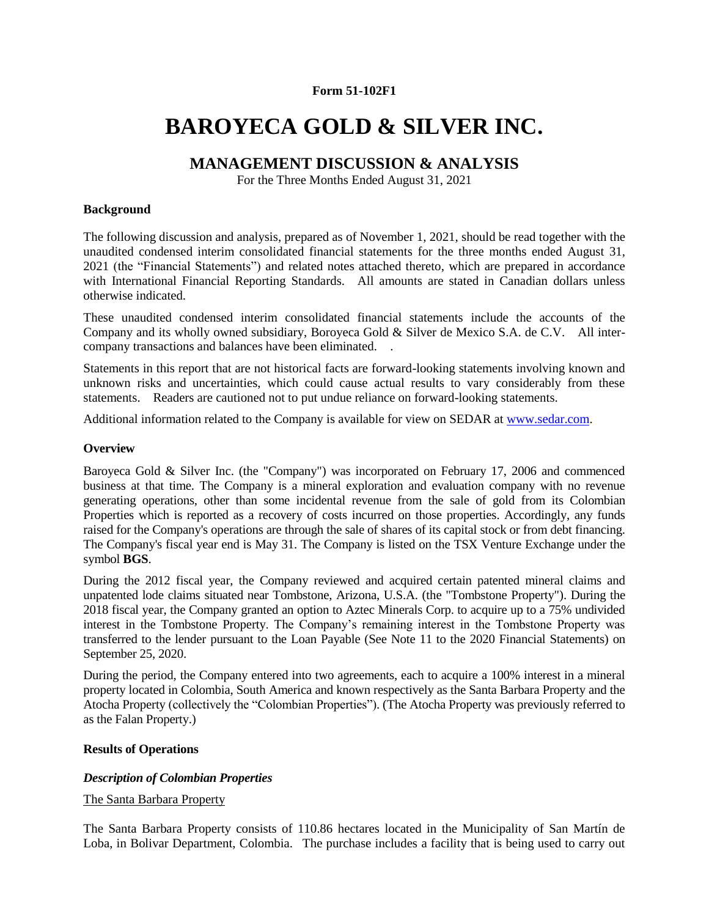**Form 51-102F1**

# BAROYECA GOLD & SILVER INC.

## MANAGEMENT DISCUSSION & ANALYSIS

For the Three Months Ended August 31, 2021

### Background

The following discussion and analysis, prepared as of November 1, 2021, should be read together with the unaudited condensed interim consolidated financial statements for the three months ended August 31, 2021 (the "Financial Statements") and related notes attached thereto, which are prepared in accordance with International Financial Reporting Standards. All amounts are stated in Canadian dollars unless otherwise indicated.

These unaudited condensed interim consolidated financial statements include the accounts of the Company and its wholly owned subsidiary, Boroyeca Gold & Silver de Mexico S.A. de C.V. All inter-company transactions and balances have been eliminated. .

Statements in this report that are not historical facts are forward-looking statements involving known and unknown risks and uncertainties, which could cause actual results to vary considerably from these statements. Readers are cautioned not to put undue reliance on forward-looking statements.

Additional information related to the Company is available for view on SEDAR at www.sedar.com.

### Overview

Baroyeca Gold & Silver Inc. (the "Company") was incorporated on February 17, 2006 and commenced business at that time. The Company is a mineral exploration and evaluation company with no revenue generating operations, other than some incidental revenue from the sale of gold from its Colombian Properties which is reported as a recovery of costs incurred on those properties. Accordingly, any funds raised for the Company's operations are through the sale of shares of its capital stock or from debt financing. The Company's fiscal year end is May 31. The Company is listed on the TSX Venture Exchange under the symbol **BGS**.

During the 2012 fiscal year, the Company reviewed and acquired certain patented mineral claims and unpatented lode claims situated near Tombstone, Arizona, U.S.A. (the "Tombstone Property"). During the 2018 fiscal year, the Company granted an option to Aztec Minerals Corp. to acquire up to a 75% undivided interest in the Tombstone Property. The Company's remaining interest in the Tombstone Property was transferred to the lender pursuant to the Loan Payable (See Note 11 to the 2020 Financial Statements) on September 25, 2020.

During the period, the Company entered into two agreements, each to acquire a 100% interest in a mineral property located in Colombia, South America and known respectively as the Santa Barbara Property and the Atocha Property (collectively the "Colombian Properties"). (The Atocha Property was previously referred to as the Falan Property.)

### Results of Operations

#### *Description of Colombian Properties*

The Santa Barbara Property

The Santa Barbara Property consists of 110.86 hectares located in the Municipality of San Martín de Loba, in Bolivar Department, Colombia. The purchase includes a facility that is being used to carry out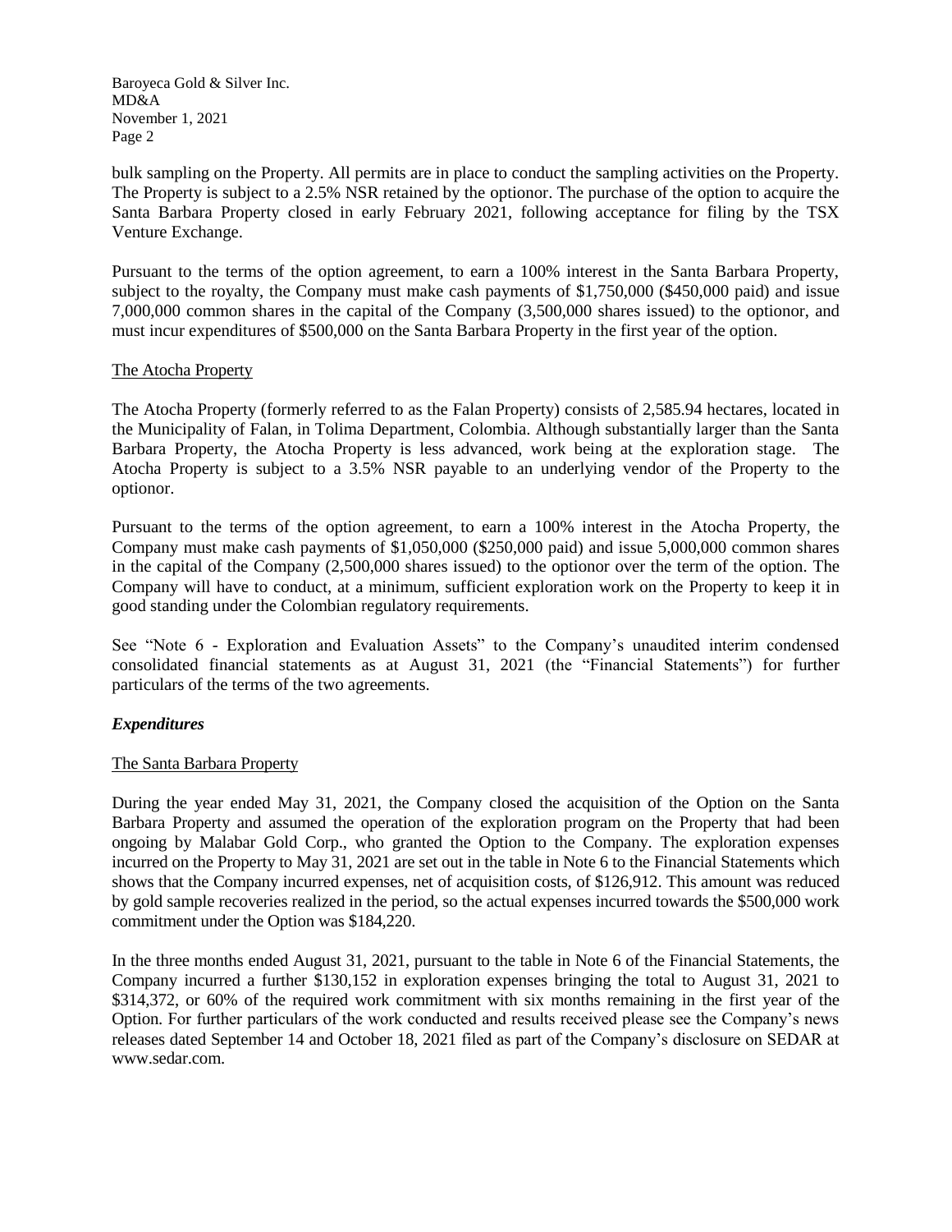bulk sampling on the Property. All permits are in place to conduct the sampling activities on the Property. The Property is subject to a 2.5% NSR retained by the optionor. The purchase of the option to acquire the Santa Barbara Property closed in early February 2021, following acceptance for filing by the TSX Venture Exchange.

Pursuant to the terms of the option agreement, to earn a 100% interest in the Santa Barbara Property, subject to the royalty, the Company must make cash payments of $1,750,000 ($450,000 paid) and issue 7,000,000 common shares in the capital of the Company (3,500,000 shares issued) to the optionor, and must incur expenditures of $500,000 on the Santa Barbara Property in the first year of the option.

The Atocha Property

The Atocha Property (formerly referred to as the Falan Property) consists of 2,585.94 hectares, located in the Municipality of Falan, in Tolima Department, Colombia. Although substantially larger than the Santa Barbara Property, the Atocha Property is less advanced, work being at the exploration stage. The Atocha Property is subject to a 3.5% NSR payable to an underlying vendor of the Property to the optionor.

Pursuant to the terms of the option agreement, to earn a 100% interest in the Atocha Property, the Company must make cash payments of $1,050,000 ($250,000 paid) and issue 5,000,000 common shares in the capital of the Company (2,500,000 shares issued) to the optionor over the term of the option. The Company will have to conduct, at a minimum, sufficient exploration work on the Property to keep it in good standing under the Colombian regulatory requirements.

See "Note 6 - Exploration and Evaluation Assets" to the Company's unaudited interim condensed consolidated financial statements as at August 31, 2021 (the "Financial Statements") for further particulars of the terms of the two agreements.

***Expenditures***

The Santa Barbara Property

During the year ended May 31, 2021, the Company closed the acquisition of the Option on the Santa Barbara Property and assumed the operation of the exploration program on the Property that had been ongoing by Malabar Gold Corp., who granted the Option to the Company. The exploration expenses incurred on the Property to May 31, 2021 are set out in the table in Note 6 to the Financial Statements which shows that the Company incurred expenses, net of acquisition costs, of $126,912. This amount was reduced by gold sample recoveries realized in the period, so the actual expenses incurred towards the $500,000 work commitment under the Option was $184,220.

In the three months ended August 31, 2021, pursuant to the table in Note 6 of the Financial Statements, the Company incurred a further $130,152 in exploration expenses bringing the total to August 31, 2021 to $314,372, or 60% of the required work commitment with six months remaining in the first year of the Option. For further particulars of the work conducted and results received please see the Company's news releases dated September 14 and October 18, 2021 filed as part of the Company's disclosure on SEDAR at www.sedar.com.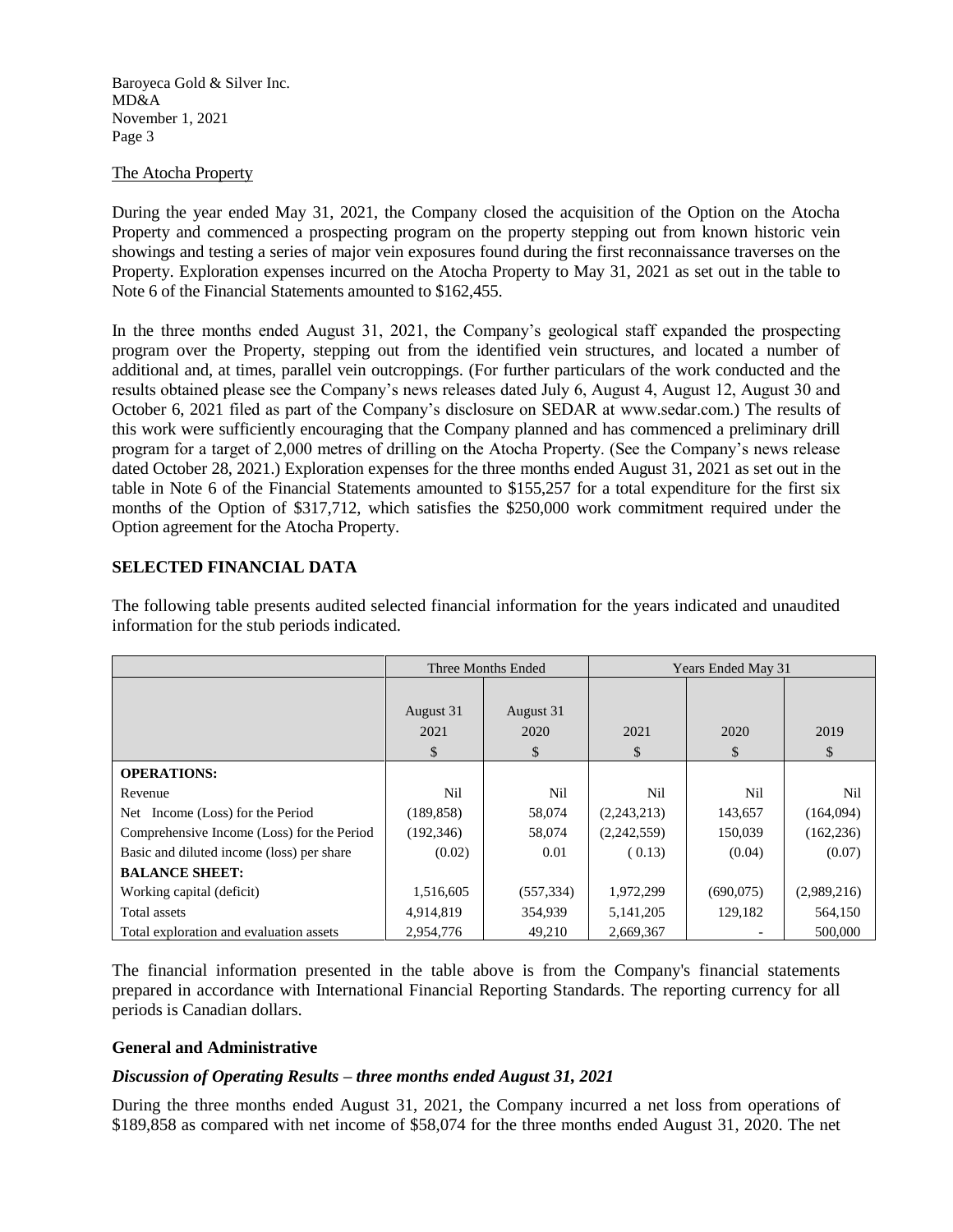The Atocha Property

During the year ended May 31, 2021, the Company closed the acquisition of the Option on the Atocha Property and commenced a prospecting program on the property stepping out from known historic vein showings and testing a series of major vein exposures found during the first reconnaissance traverses on the Property. Exploration expenses incurred on the Atocha Property to May 31, 2021 as set out in the table to Note 6 of the Financial Statements amounted to $162,455.

In the three months ended August 31, 2021, the Company's geological staff expanded the prospecting program over the Property, stepping out from the identified vein structures, and located a number of additional and, at times, parallel vein outcroppings. (For further particulars of the work conducted and the results obtained please see the Company's news releases dated July 6, August 4, August 12, August 30 and October 6, 2021 filed as part of the Company's disclosure on SEDAR at www.sedar.com.) The results of this work were sufficiently encouraging that the Company planned and has commenced a preliminary drill program for a target of 2,000 metres of drilling on the Atocha Property. (See the Company's news release dated October 28, 2021.) Exploration expenses for the three months ended August 31, 2021 as set out in the table in Note 6 of the Financial Statements amounted to $155,257 for a total expenditure for the first six months of the Option of $317,712, which satisfies the $250,000 work commitment required under the Option agreement for the Atocha Property.

## SELECTED FINANCIAL DATA

The following table presents audited selected financial information for the years indicated and unaudited information for the stub periods indicated.

| | Three Months Ended | | Years Ended May 31 | | |
|---|---|---|---|---|---|
| | August 31 2021 $ | August 31 2020 $ | 2021 $ | 2020 $ | 2019 $ |
| **OPERATIONS:** | | | | | |
| Revenue | Nil | Nil | Nil | Nil | Nil |
| Net Income (Loss) for the Period | (189,858) | 58,074 | (2,243,213) | 143,657 | (164,094) |
| Comprehensive Income (Loss) for the Period | (192,346) | 58,074 | (2,242,559) | 150,039 | (162,236) |
| Basic and diluted income (loss) per share | (0.02) | 0.01 | ( 0.13) | (0.04) | (0.07) |
| **BALANCE SHEET:** | | | | | |
| Working capital (deficit) | 1,516,605 | (557,334) | 1,972,299 | (690,075) | (2,989,216) |
| Total assets | 4,914,819 | 354,939 | 5,141,205 | 129,182 | 564,150 |
| Total exploration and evaluation assets | 2,954,776 | 49,210 | 2,669,367 | - | 500,000 |

The financial information presented in the table above is from the Company's financial statements prepared in accordance with International Financial Reporting Standards. The reporting currency for all periods is Canadian dollars.

### General and Administrative

#### *Discussion of Operating Results – three months ended August 31, 2021*

During the three months ended August 31, 2021, the Company incurred a net loss from operations of $189,858 as compared with net income of $58,074 for the three months ended August 31, 2020. The net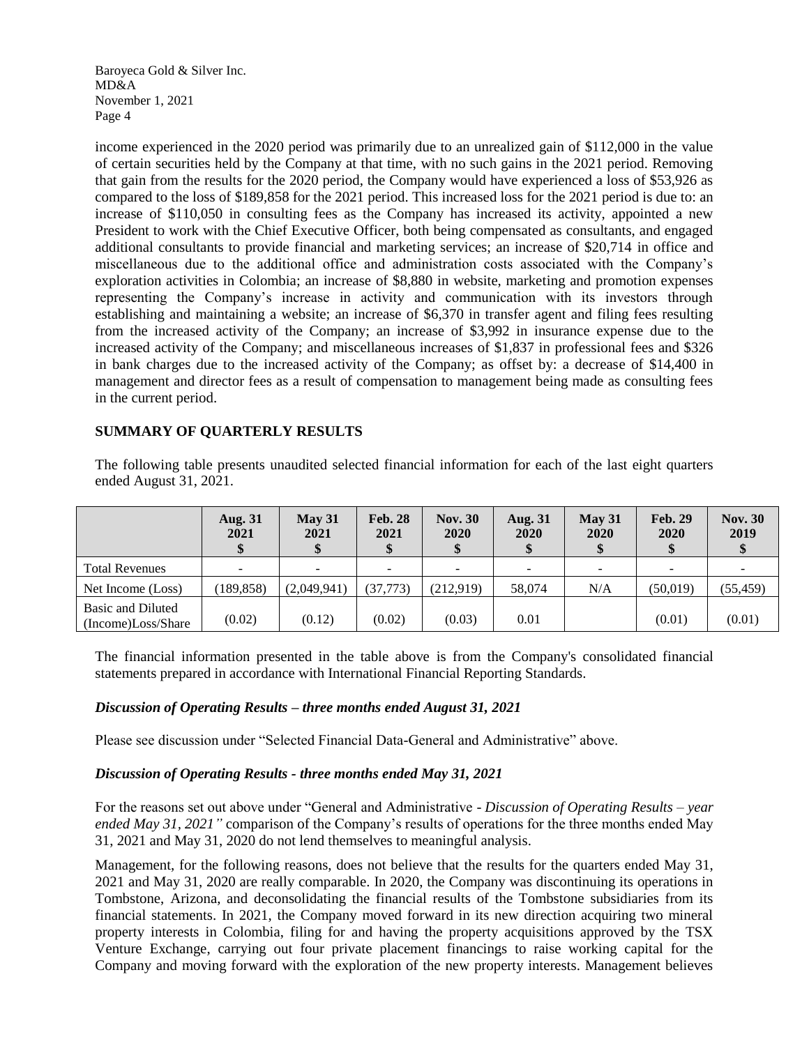income experienced in the 2020 period was primarily due to an unrealized gain of $112,000 in the value of certain securities held by the Company at that time, with no such gains in the 2021 period. Removing that gain from the results for the 2020 period, the Company would have experienced a loss of $53,926 as compared to the loss of $189,858 for the 2021 period. This increased loss for the 2021 period is due to: an increase of $110,050 in consulting fees as the Company has increased its activity, appointed a new President to work with the Chief Executive Officer, both being compensated as consultants, and engaged additional consultants to provide financial and marketing services; an increase of $20,714 in office and miscellaneous due to the additional office and administration costs associated with the Company's exploration activities in Colombia; an increase of $8,880 in website, marketing and promotion expenses representing the Company's increase in activity and communication with its investors through establishing and maintaining a website; an increase of $6,370 in transfer agent and filing fees resulting from the increased activity of the Company; an increase of $3,992 in insurance expense due to the increased activity of the Company; and miscellaneous increases of $1,837 in professional fees and $326 in bank charges due to the increased activity of the Company; as offset by: a decrease of $14,400 in management and director fees as a result of compensation to management being made as consulting fees in the current period.

## SUMMARY OF QUARTERLY RESULTS

The following table presents unaudited selected financial information for each of the last eight quarters ended August 31, 2021.

| | Aug. 31 2021 $ | May 31 2021 $ | Feb. 28 2021 $ | Nov. 30 2020 $ | Aug. 31 2020 $ | May 31 2020 $ | Feb. 29 2020 $ | Nov. 30 2019 $ |
|---|---|---|---|---|---|---|---|---|
| Total Revenues | - | - | - | - | - | - | - | - |
| Net Income (Loss) | (189,858) | (2,049,941) | (37,773) | (212,919) | 58,074 | N/A | (50,019) | (55,459) |
| Basic and Diluted (Income)Loss/Share | (0.02) | (0.12) | (0.02) | (0.03) | 0.01 | | (0.01) | (0.01) |

The financial information presented in the table above is from the Company's consolidated financial statements prepared in accordance with International Financial Reporting Standards.

### *Discussion of Operating Results – three months ended August 31, 2021*

Please see discussion under "Selected Financial Data-General and Administrative" above.

### *Discussion of Operating Results - three months ended May 31, 2021*

For the reasons set out above under "General and Administrative - *Discussion of Operating Results – year ended May 31, 2021"* comparison of the Company's results of operations for the three months ended May 31, 2021 and May 31, 2020 do not lend themselves to meaningful analysis.

Management, for the following reasons, does not believe that the results for the quarters ended May 31, 2021 and May 31, 2020 are really comparable. In 2020, the Company was discontinuing its operations in Tombstone, Arizona, and deconsolidating the financial results of the Tombstone subsidiaries from its financial statements. In 2021, the Company moved forward in its new direction acquiring two mineral property interests in Colombia, filing for and having the property acquisitions approved by the TSX Venture Exchange, carrying out four private placement financings to raise working capital for the Company and moving forward with the exploration of the new property interests. Management believes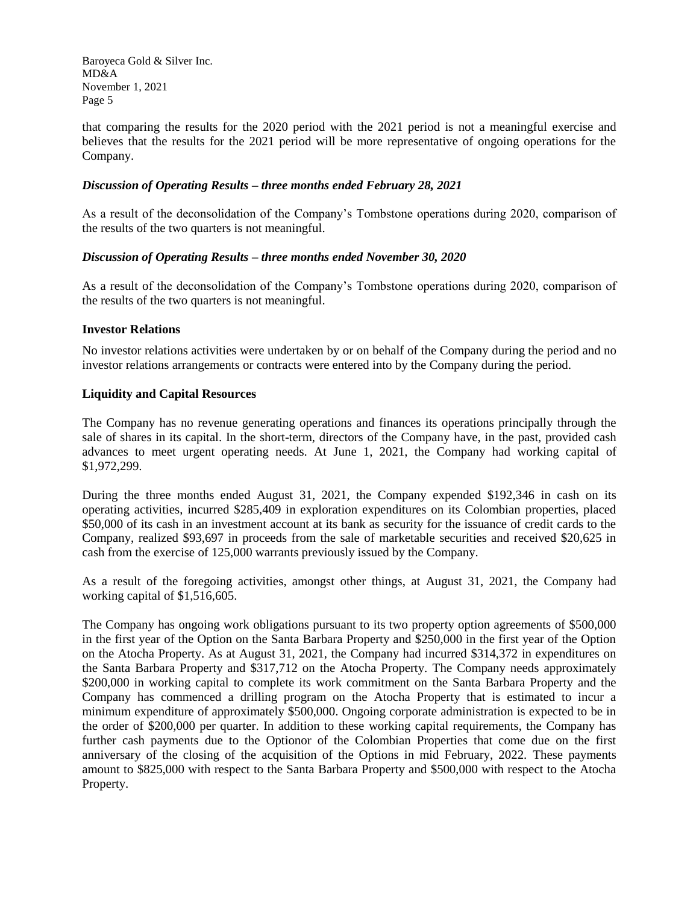that comparing the results for the 2020 period with the 2021 period is not a meaningful exercise and believes that the results for the 2021 period will be more representative of ongoing operations for the Company.

### *Discussion of Operating Results – three months ended February 28, 2021*

As a result of the deconsolidation of the Company's Tombstone operations during 2020, comparison of the results of the two quarters is not meaningful.

### *Discussion of Operating Results – three months ended November 30, 2020*

As a result of the deconsolidation of the Company's Tombstone operations during 2020, comparison of the results of the two quarters is not meaningful.

## **Investor Relations**

No investor relations activities were undertaken by or on behalf of the Company during the period and no investor relations arrangements or contracts were entered into by the Company during the period.

## **Liquidity and Capital Resources**

The Company has no revenue generating operations and finances its operations principally through the sale of shares in its capital. In the short-term, directors of the Company have, in the past, provided cash advances to meet urgent operating needs. At June 1, 2021, the Company had working capital of $1,972,299.

During the three months ended August 31, 2021, the Company expended $192,346 in cash on its operating activities, incurred $285,409 in exploration expenditures on its Colombian properties, placed $50,000 of its cash in an investment account at its bank as security for the issuance of credit cards to the Company, realized $93,697 in proceeds from the sale of marketable securities and received $20,625 in cash from the exercise of 125,000 warrants previously issued by the Company.

As a result of the foregoing activities, amongst other things, at August 31, 2021, the Company had working capital of $1,516,605.

The Company has ongoing work obligations pursuant to its two property option agreements of $500,000 in the first year of the Option on the Santa Barbara Property and $250,000 in the first year of the Option on the Atocha Property. As at August 31, 2021, the Company had incurred $314,372 in expenditures on the Santa Barbara Property and $317,712 on the Atocha Property. The Company needs approximately $200,000 in working capital to complete its work commitment on the Santa Barbara Property and the Company has commenced a drilling program on the Atocha Property that is estimated to incur a minimum expenditure of approximately $500,000. Ongoing corporate administration is expected to be in the order of $200,000 per quarter. In addition to these working capital requirements, the Company has further cash payments due to the Optionor of the Colombian Properties that come due on the first anniversary of the closing of the acquisition of the Options in mid February, 2022. These payments amount to $825,000 with respect to the Santa Barbara Property and $500,000 with respect to the Atocha Property.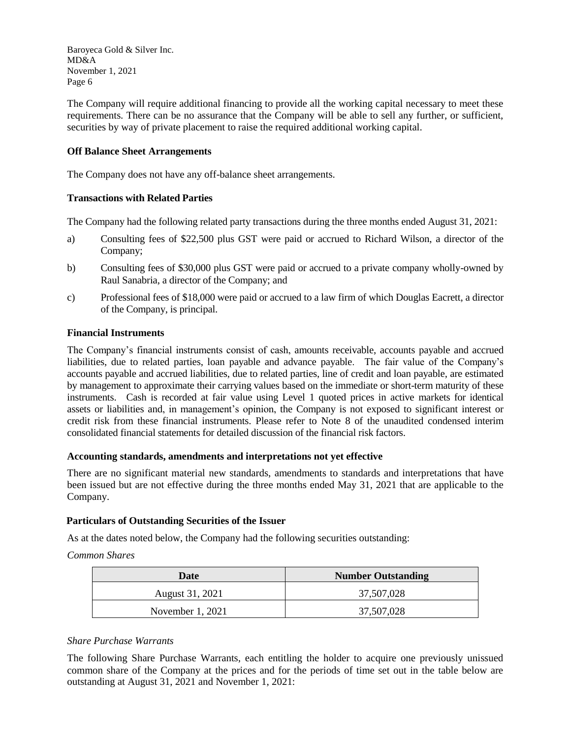The Company will require additional financing to provide all the working capital necessary to meet these requirements. There can be no assurance that the Company will be able to sell any further, or sufficient, securities by way of private placement to raise the required additional working capital.

**Off Balance Sheet Arrangements**

The Company does not have any off-balance sheet arrangements.

**Transactions with Related Parties**

The Company had the following related party transactions during the three months ended August 31, 2021:

a) Consulting fees of $22,500 plus GST were paid or accrued to Richard Wilson, a director of the Company;

b) Consulting fees of $30,000 plus GST were paid or accrued to a private company wholly-owned by Raul Sanabria, a director of the Company; and

c) Professional fees of $18,000 were paid or accrued to a law firm of which Douglas Eacrett, a director of the Company, is principal.

**Financial Instruments**

The Company's financial instruments consist of cash, amounts receivable, accounts payable and accrued liabilities, due to related parties, loan payable and advance payable. The fair value of the Company's accounts payable and accrued liabilities, due to related parties, line of credit and loan payable, are estimated by management to approximate their carrying values based on the immediate or short-term maturity of these instruments. Cash is recorded at fair value using Level 1 quoted prices in active markets for identical assets or liabilities and, in management's opinion, the Company is not exposed to significant interest or credit risk from these financial instruments. Please refer to Note 8 of the unaudited condensed interim consolidated financial statements for detailed discussion of the financial risk factors.

**Accounting standards, amendments and interpretations not yet effective**

There are no significant material new standards, amendments to standards and interpretations that have been issued but are not effective during the three months ended May 31, 2021 that are applicable to the Company.

**Particulars of Outstanding Securities of the Issuer**

As at the dates noted below, the Company had the following securities outstanding:

*Common Shares*

| Date | Number Outstanding |
|---|---|
| August 31, 2021 | 37,507,028 |
| November 1, 2021 | 37,507,028 |

*Share Purchase Warrants*

The following Share Purchase Warrants, each entitling the holder to acquire one previously unissued common share of the Company at the prices and for the periods of time set out in the table below are outstanding at August 31, 2021 and November 1, 2021: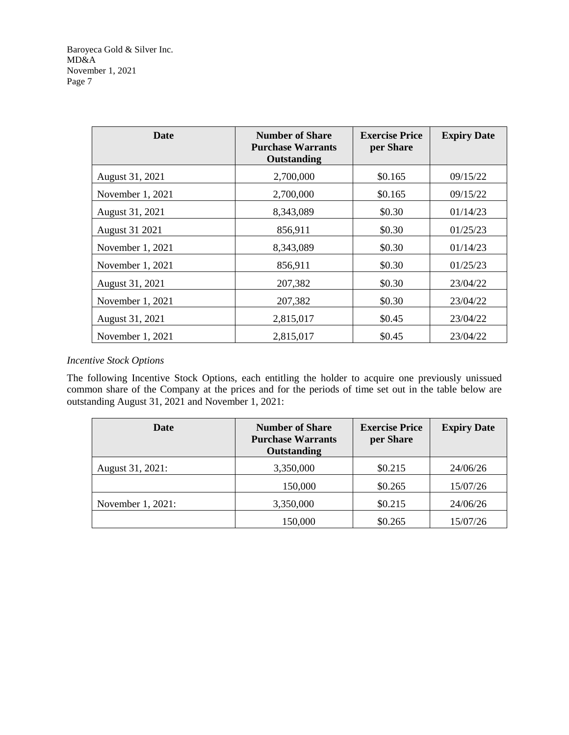| Date | Number of Share Purchase Warrants Outstanding | Exercise Price per Share | Expiry Date |
|---|---|---|---|
| August 31, 2021 | 2,700,000 | $0.165 | 09/15/22 |
| November 1, 2021 | 2,700,000 | $0.165 | 09/15/22 |
| August 31, 2021 | 8,343,089 | $0.30 | 01/14/23 |
| August 31 2021 | 856,911 | $0.30 | 01/25/23 |
| November 1, 2021 | 8,343,089 | $0.30 | 01/14/23 |
| November 1, 2021 | 856,911 | $0.30 | 01/25/23 |
| August 31, 2021 | 207,382 | $0.30 | 23/04/22 |
| November 1, 2021 | 207,382 | $0.30 | 23/04/22 |
| August 31, 2021 | 2,815,017 | $0.45 | 23/04/22 |
| November 1, 2021 | 2,815,017 | $0.45 | 23/04/22 |

*Incentive Stock Options*

The following Incentive Stock Options, each entitling the holder to acquire one previously unissued common share of the Company at the prices and for the periods of time set out in the table below are outstanding August 31, 2021 and November 1, 2021:

| Date | Number of Share Purchase Warrants Outstanding | Exercise Price per Share | Expiry Date |
|---|---|---|---|
| August 31, 2021: | 3,350,000 | $0.215 | 24/06/26 |
| | 150,000 | $0.265 | 15/07/26 |
| November 1, 2021: | 3,350,000 | $0.215 | 24/06/26 |
| | 150,000 | $0.265 | 15/07/26 |